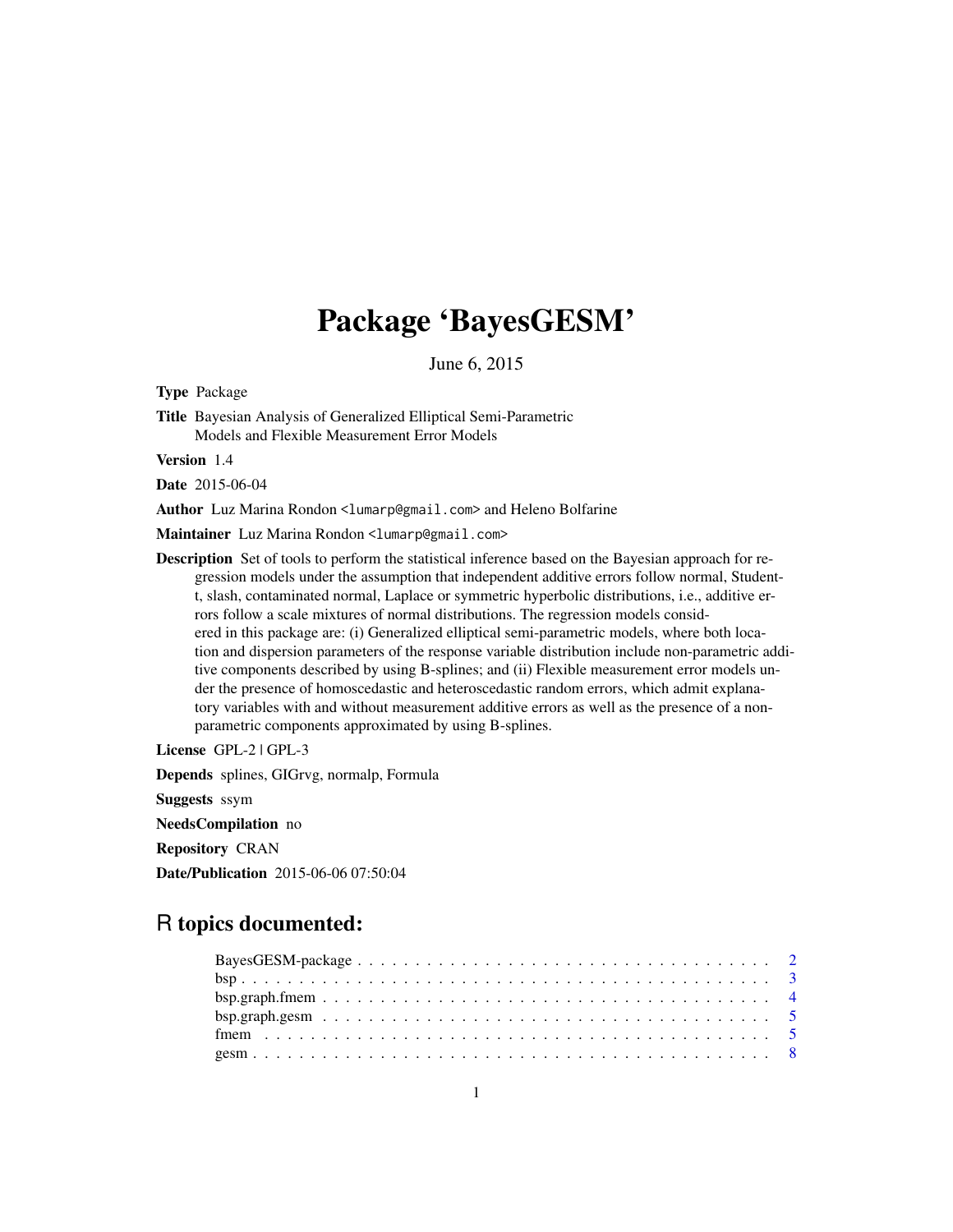# Package 'BayesGESM'

June 6, 2015

**Type** Package

**Title** Bayesian Analysis of Generalized Elliptical Semi-Parametric Models and Flexible Measurement Error Models

**Version** 1.4

**Date** 2015-06-04

**Author** Luz Marina Rondon <lumarp@gmail.com> and Heleno Bolfarine

**Maintainer** Luz Marina Rondon <lumarp@gmail.com>

**Description** Set of tools to perform the statistical inference based on the Bayesian approach for regression models under the assumption that independent additive errors follow normal, Student-t, slash, contaminated normal, Laplace or symmetric hyperbolic distributions, i.e., additive errors follow a scale mixtures of normal distributions. The regression models considered in this package are: (i) Generalized elliptical semi-parametric models, where both location and dispersion parameters of the response variable distribution include non-parametric additive components described by using B-splines; and (ii) Flexible measurement error models under the presence of homoscedastic and heteroscedastic random errors, which admit explanatory variables with and without measurement additive errors as well as the presence of a non-parametric components approximated by using B-splines.

**License** GPL-2 | GPL-3

**Depends** splines, GIGrvg, normalp, Formula

**Suggests** ssym

**NeedsCompilation** no

**Repository** CRAN

**Date/Publication** 2015-06-06 07:50:04

## R topics documented:

| | |
|---|---|
| BayesGESM-package | 2 |
| bsp | 3 |
| bsp.graph.fmem | 4 |
| bsp.graph.gesm | 5 |
| fmem | 5 |
| gesm | 8 |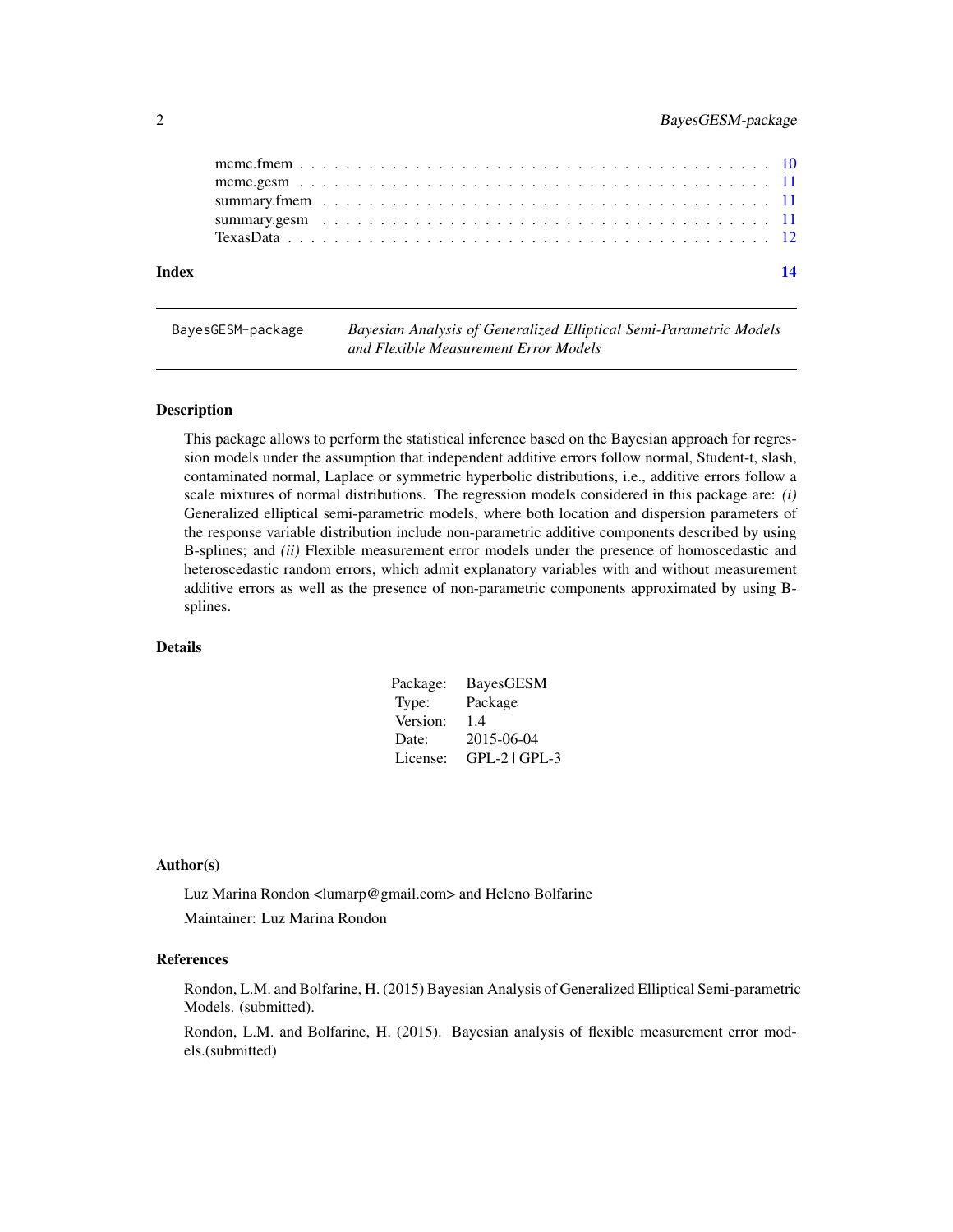mcmc.fmem . . . . . . . . . . . . . . . . . . . . . . . . . . . . . . . . . . . . . . 10
mcmc.gesm . . . . . . . . . . . . . . . . . . . . . . . . . . . . . . . . . . . . . . 11
summary.fmem . . . . . . . . . . . . . . . . . . . . . . . . . . . . . . . . . . . . . 11
summary.gesm . . . . . . . . . . . . . . . . . . . . . . . . . . . . . . . . . . . . . 11
TexasData . . . . . . . . . . . . . . . . . . . . . . . . . . . . . . . . . . . . . . 12

**Index** **14**

---

BayesGESM-package — *Bayesian Analysis of Generalized Elliptical Semi-Parametric Models and Flexible Measurement Error Models*

---

### Description

This package allows to perform the statistical inference based on the Bayesian approach for regression models under the assumption that independent additive errors follow normal, Student-t, slash, contaminated normal, Laplace or symmetric hyperbolic distributions, i.e., additive errors follow a scale mixtures of normal distributions. The regression models considered in this package are: *(i)* Generalized elliptical semi-parametric models, where both location and dispersion parameters of the response variable distribution include non-parametric additive components described by using B-splines; and *(ii)* Flexible measurement error models under the presence of homoscedastic and heteroscedastic random errors, which admit explanatory variables with and without measurement additive errors as well as the presence of non-parametric components approximated by using B-splines.

### Details

| | |
|---|---|
| Package: | BayesGESM |
| Type: | Package |
| Version: | 1.4 |
| Date: | 2015-06-04 |
| License: | GPL-2 \| GPL-3 |

### Author(s)

Luz Marina Rondon <lumarp@gmail.com> and Heleno Bolfarine

Maintainer: Luz Marina Rondon

### References

Rondon, L.M. and Bolfarine, H. (2015) Bayesian Analysis of Generalized Elliptical Semi-parametric Models. (submitted).

Rondon, L.M. and Bolfarine, H. (2015). Bayesian analysis of flexible measurement error models.(submitted)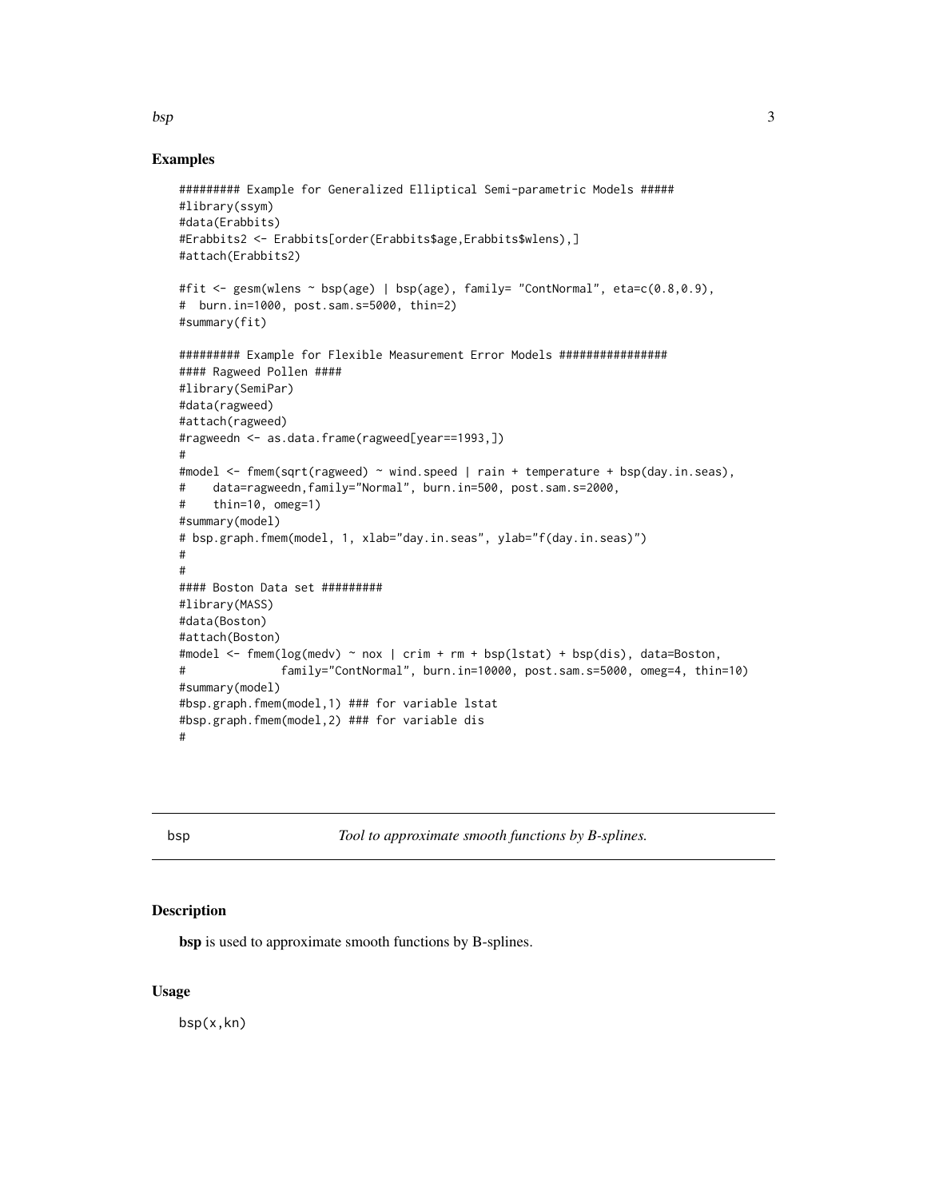## Examples

```
######### Example for Generalized Elliptical Semi-parametric Models #####
#library(ssym)
#data(Erabbits)
#Erabbits2 <- Erabbits[order(Erabbits$age,Erabbits$wlens),]
#attach(Erabbits2)

#fit <- gesm(wlens ~ bsp(age) | bsp(age), family= "ContNormal", eta=c(0.8,0.9),
#  burn.in=1000, post.sam.s=5000, thin=2)
#summary(fit)

######### Example for Flexible Measurement Error Models ################
#### Ragweed Pollen ####
#library(SemiPar)
#data(ragweed)
#attach(ragweed)
#ragweedn <- as.data.frame(ragweed[year==1993,])
#
#model <- fmem(sqrt(ragweed) ~ wind.speed | rain + temperature + bsp(day.in.seas),
#    data=ragweedn,family="Normal", burn.in=500, post.sam.s=2000,
#    thin=10, omeg=1)
#summary(model)
# bsp.graph.fmem(model, 1, xlab="day.in.seas", ylab="f(day.in.seas)")
#
#
#### Boston Data set #########
#library(MASS)
#data(Boston)
#attach(Boston)
#model <- fmem(log(medv) ~ nox | crim + rm + bsp(lstat) + bsp(dis), data=Boston,
#              family="ContNormal", burn.in=10000, post.sam.s=5000, omeg=4, thin=10)
#summary(model)
#bsp.graph.fmem(model,1) ### for variable lstat
#bsp.graph.fmem(model,2) ### for variable dis
#
```

---

bsp *Tool to approximate smooth functions by B-splines.*

---

## Description

**bsp** is used to approximate smooth functions by B-splines.

## Usage

```
bsp(x,kn)
```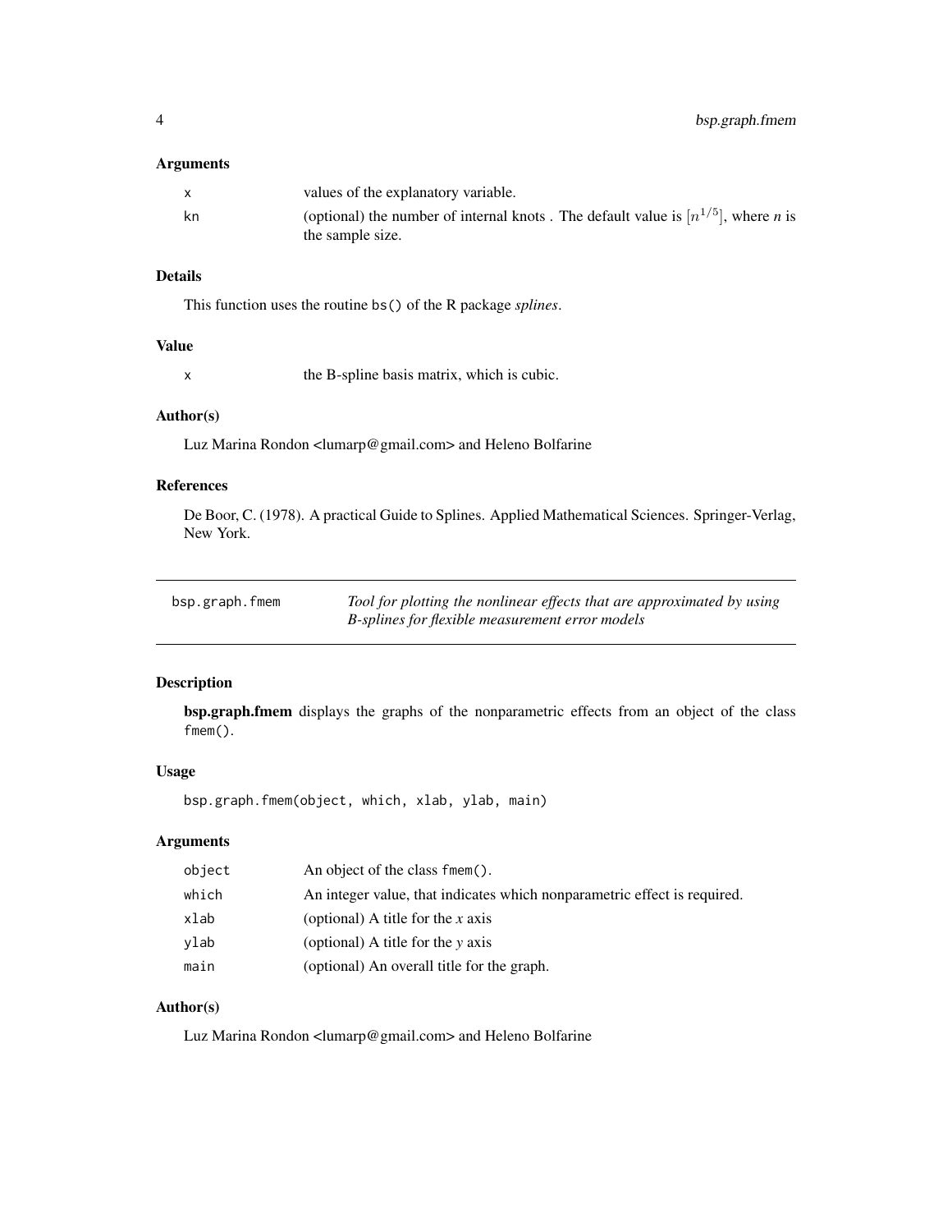### Arguments

| | |
|---|---|
| `x` | values of the explanatory variable. |
| `kn` | (optional) the number of internal knots . The default value is $[n^{1/5}]$, where *n* is the sample size. |

### Details

This function uses the routine `bs()` of the R package *splines*.

### Value

| | |
|---|---|
| `x` | the B-spline basis matrix, which is cubic. |

### Author(s)

Luz Marina Rondon <lumarp@gmail.com> and Heleno Bolfarine

### References

De Boor, C. (1978). A practical Guide to Splines. Applied Mathematical Sciences. Springer-Verlag, New York.

---

## bsp.graph.fmem — *Tool for plotting the nonlinear effects that are approximated by using B-splines for flexible measurement error models*

### Description

**bsp.graph.fmem** displays the graphs of the nonparametric effects from an object of the class `fmem()`.

### Usage

```
bsp.graph.fmem(object, which, xlab, ylab, main)
```

### Arguments

| | |
|---|---|
| `object` | An object of the class `fmem()`. |
| `which` | An integer value, that indicates which nonparametric effect is required. |
| `xlab` | (optional) A title for the *x* axis |
| `ylab` | (optional) A title for the *y* axis |
| `main` | (optional) An overall title for the graph. |

### Author(s)

Luz Marina Rondon <lumarp@gmail.com> and Heleno Bolfarine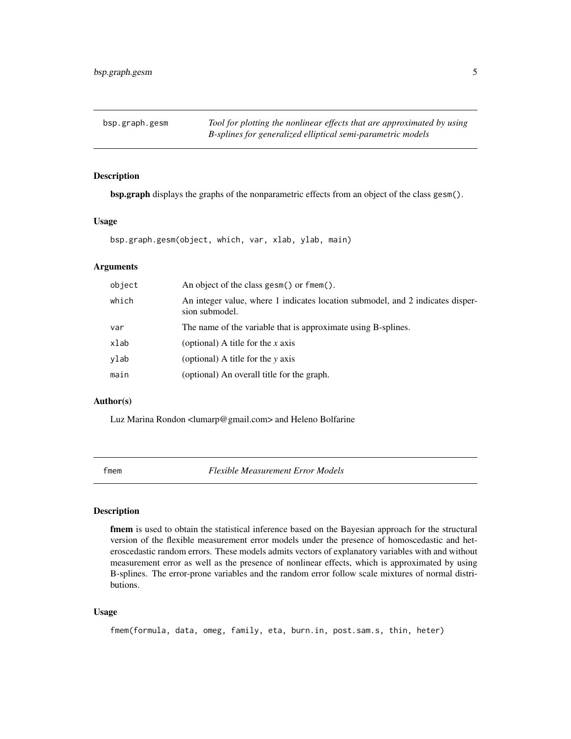## bsp.graph.gesm — *Tool for plotting the nonlinear effects that are approximated by using B-splines for generalized elliptical semi-parametric models*

### Description

**bsp.graph** displays the graphs of the nonparametric effects from an object of the class `gesm()`.

### Usage

```
bsp.graph.gesm(object, which, var, xlab, ylab, main)
```

### Arguments

| | |
|---|---|
| object | An object of the class `gesm()` or `fmem()`. |
| which | An integer value, where 1 indicates location submodel, and 2 indicates dispersion submodel. |
| var | The name of the variable that is approximate using B-splines. |
| xlab | (optional) A title for the *x* axis |
| ylab | (optional) A title for the *y* axis |
| main | (optional) An overall title for the graph. |

### Author(s)

Luz Marina Rondon <lumarp@gmail.com> and Heleno Bolfarine

## fmem — *Flexible Measurement Error Models*

### Description

**fmem** is used to obtain the statistical inference based on the Bayesian approach for the structural version of the flexible measurement error models under the presence of homoscedastic and heteroscedastic random errors. These models admits vectors of explanatory variables with and without measurement error as well as the presence of nonlinear effects, which is approximated by using B-splines. The error-prone variables and the random error follow scale mixtures of normal distributions.

### Usage

```
fmem(formula, data, omeg, family, eta, burn.in, post.sam.s, thin, heter)
```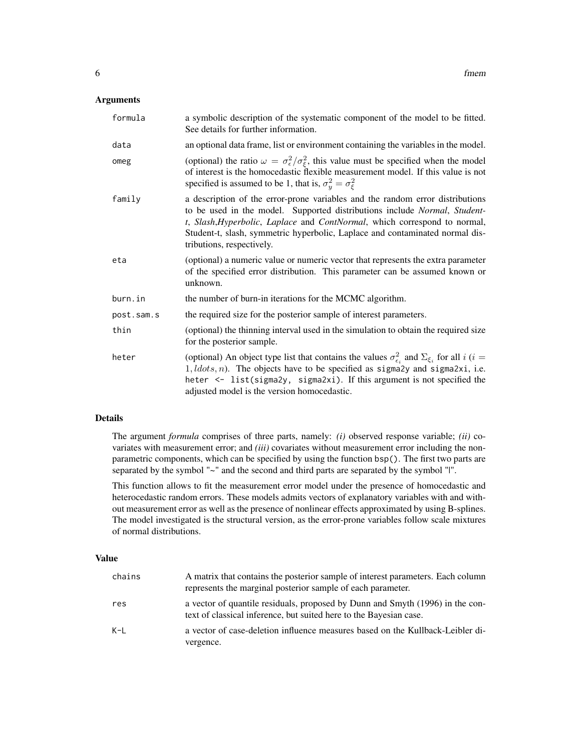## Arguments

| | |
|---|---|
| formula | a symbolic description of the systematic component of the model to be fitted. See details for further information. |
| data | an optional data frame, list or environment containing the variables in the model. |
| omeg | (optional) the ratio $\omega = \sigma_\epsilon^2/\sigma_\xi^2$, this value must be specified when the model of interest is the homocedastic flexible measurement model. If this value is not specified is assumed to be 1, that is, $\sigma_y^2 = \sigma_\xi^2$ |
| family | a description of the error-prone variables and the random error distributions to be used in the model. Supported distributions include *Normal*, *Student-t*, *Slash*,*Hyperbolic*, *Laplace* and *ContNormal*, which correspond to normal, Student-t, slash, symmetric hyperbolic, Laplace and contaminated normal distributions, respectively. |
| eta | (optional) a numeric value or numeric vector that represents the extra parameter of the specified error distribution. This parameter can be assumed known or unknown. |
| burn.in | the number of burn-in iterations for the MCMC algorithm. |
| post.sam.s | the required size for the posterior sample of interest parameters. |
| thin | (optional) the thinning interval used in the simulation to obtain the required size for the posterior sample. |
| heter | (optional) An object type list that contains the values $\sigma_{\epsilon_i}^2$ and $\Sigma_{\xi_i}$ for all $i$ ($i = 1, ldots, n$). The objects have to be specified as `sigma2y` and `sigma2xi`, i.e. `heter <- list(sigma2y, sigma2xi)`. If this argument is not specified the adjusted model is the version homocedastic. |

## Details

The argument *formula* comprises of three parts, namely: *(i)* observed response variable; *(ii)* covariates with measurement error; and *(iii)* covariates without measurement error including the non-parametric components, which can be specified by using the function `bsp()`. The first two parts are separated by the symbol "~" and the second and third parts are separated by the symbol "|".

This function allows to fit the measurement error model under the presence of homocedastic and heterocedastic random errors. These models admits vectors of explanatory variables with and without measurement error as well as the presence of nonlinear effects approximated by using B-splines. The model investigated is the structural version, as the error-prone variables follow scale mixtures of normal distributions.

## Value

| | |
|---|---|
| chains | A matrix that contains the posterior sample of interest parameters. Each column represents the marginal posterior sample of each parameter. |
| res | a vector of quantile residuals, proposed by Dunn and Smyth (1996) in the context of classical inference, but suited here to the Bayesian case. |
| K-L | a vector of case-deletion influence measures based on the Kullback-Leibler divergence. |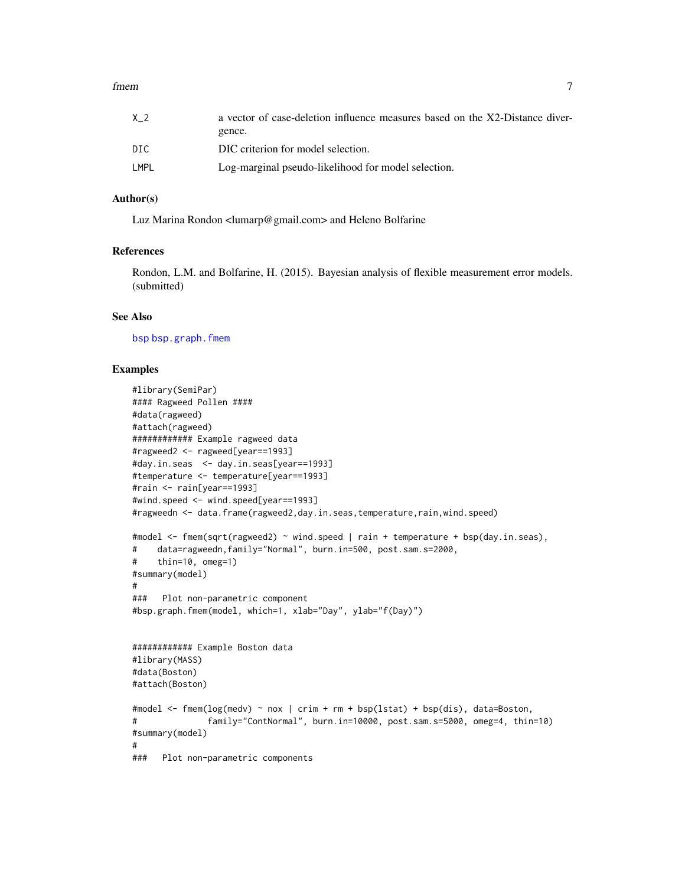| | |
|---|---|
| X_2 | a vector of case-deletion influence measures based on the X2-Distance divergence. |
| DIC | DIC criterion for model selection. |
| LMPL | Log-marginal pseudo-likelihood for model selection. |

## Author(s)

Luz Marina Rondon <lumarp@gmail.com> and Heleno Bolfarine

## References

Rondon, L.M. and Bolfarine, H. (2015). Bayesian analysis of flexible measurement error models. (submitted)

## See Also

bsp bsp.graph.fmem

## Examples

```
#library(SemiPar)
#### Ragweed Pollen ####
#data(ragweed)
#attach(ragweed)
############ Example ragweed data
#ragweed2 <- ragweed[year==1993]
#day.in.seas  <- day.in.seas[year==1993]
#temperature <- temperature[year==1993]
#rain <- rain[year==1993]
#wind.speed <- wind.speed[year==1993]
#ragweedn <- data.frame(ragweed2,day.in.seas,temperature,rain,wind.speed)

#model <- fmem(sqrt(ragweed2) ~ wind.speed | rain + temperature + bsp(day.in.seas),
#    data=ragweedn,family="Normal", burn.in=500, post.sam.s=2000,
#    thin=10, omeg=1)
#summary(model)
#
###   Plot non-parametric component
#bsp.graph.fmem(model, which=1, xlab="Day", ylab="f(Day)")


############ Example Boston data
#library(MASS)
#data(Boston)
#attach(Boston)

#model <- fmem(log(medv) ~ nox | crim + rm + bsp(lstat) + bsp(dis), data=Boston,
#              family="ContNormal", burn.in=10000, post.sam.s=5000, omeg=4, thin=10)
#summary(model)
#
###   Plot non-parametric components
```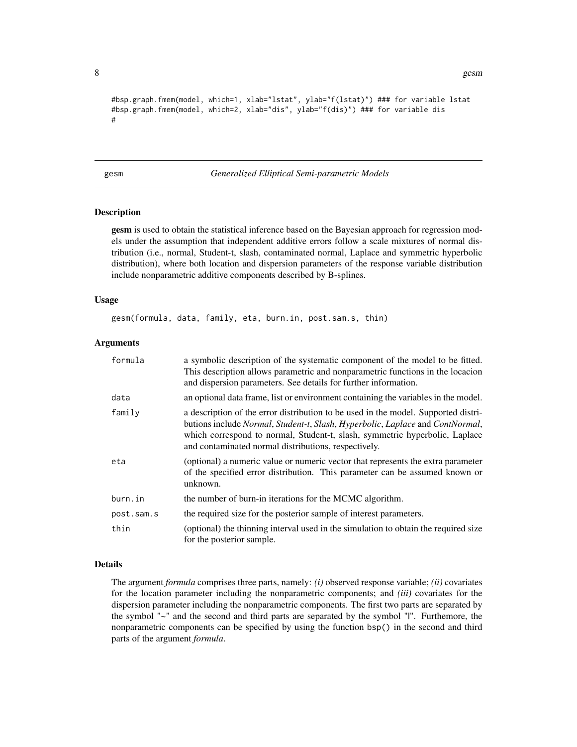```
#bsp.graph.fmem(model, which=1, xlab="lstat", ylab="f(lstat)") ### for variable lstat
#bsp.graph.fmem(model, which=2, xlab="dis", ylab="f(dis)") ### for variable dis
#
```

## gesm *Generalized Elliptical Semi-parametric Models*

### Description

**gesm** is used to obtain the statistical inference based on the Bayesian approach for regression models under the assumption that independent additive errors follow a scale mixtures of normal distribution (i.e., normal, Student-t, slash, contaminated normal, Laplace and symmetric hyperbolic distribution), where both location and dispersion parameters of the response variable distribution include nonparametric additive components described by B-splines.

### Usage

```
gesm(formula, data, family, eta, burn.in, post.sam.s, thin)
```

### Arguments

| | |
|---|---|
| formula | a symbolic description of the systematic component of the model to be fitted. This description allows parametric and nonparametric functions in the locacion and dispersion parameters. See details for further information. |
| data | an optional data frame, list or environment containing the variables in the model. |
| family | a description of the error distribution to be used in the model. Supported distributions include *Normal*, *Student-t*, *Slash*, *Hyperbolic*, *Laplace* and *ContNormal*, which correspond to normal, Student-t, slash, symmetric hyperbolic, Laplace and contaminated normal distributions, respectively. |
| eta | (optional) a numeric value or numeric vector that represents the extra parameter of the specified error distribution. This parameter can be assumed known or unknown. |
| burn.in | the number of burn-in iterations for the MCMC algorithm. |
| post.sam.s | the required size for the posterior sample of interest parameters. |
| thin | (optional) the thinning interval used in the simulation to obtain the required size for the posterior sample. |

### Details

The argument *formula* comprises three parts, namely: *(i)* observed response variable; *(ii)* covariates for the location parameter including the nonparametric components; and *(iii)* covariates for the dispersion parameter including the nonparametric components. The first two parts are separated by the symbol "~" and the second and third parts are separated by the symbol "|". Furthemore, the nonparametric components can be specified by using the function `bsp()` in the second and third parts of the argument *formula*.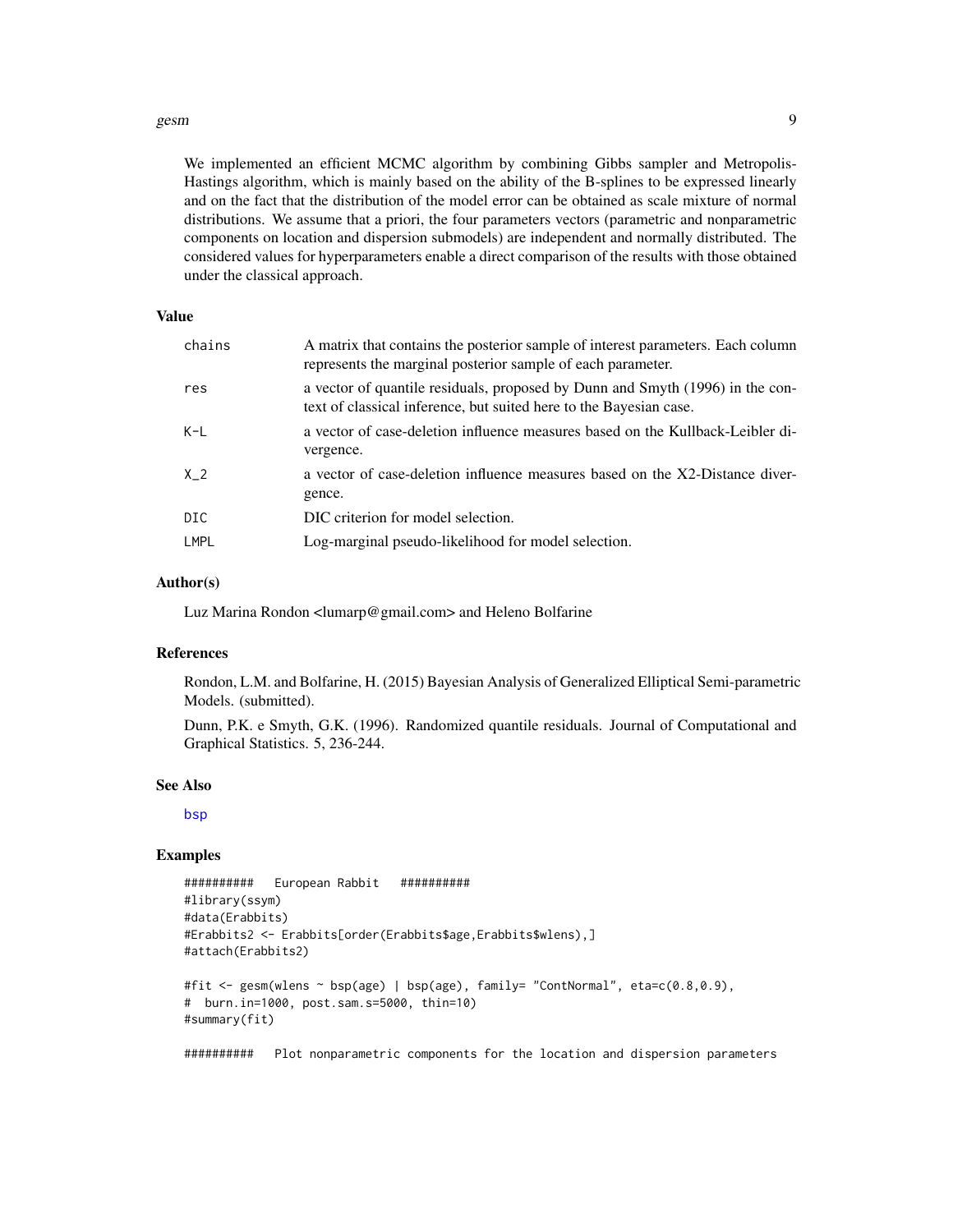We implemented an efficient MCMC algorithm by combining Gibbs sampler and Metropolis-Hastings algorithm, which is mainly based on the ability of the B-splines to be expressed linearly and on the fact that the distribution of the model error can be obtained as scale mixture of normal distributions. We assume that a priori, the four parameters vectors (parametric and nonparametric components on location and dispersion submodels) are independent and normally distributed. The considered values for hyperparameters enable a direct comparison of the results with those obtained under the classical approach.

## Value

| | |
|---|---|
| chains | A matrix that contains the posterior sample of interest parameters. Each column represents the marginal posterior sample of each parameter. |
| res | a vector of quantile residuals, proposed by Dunn and Smyth (1996) in the context of classical inference, but suited here to the Bayesian case. |
| K-L | a vector of case-deletion influence measures based on the Kullback-Leibler divergence. |
| X_2 | a vector of case-deletion influence measures based on the X2-Distance divergence. |
| DIC | DIC criterion for model selection. |
| LMPL | Log-marginal pseudo-likelihood for model selection. |

## Author(s)

Luz Marina Rondon <lumarp@gmail.com> and Heleno Bolfarine

## References

Rondon, L.M. and Bolfarine, H. (2015) Bayesian Analysis of Generalized Elliptical Semi-parametric Models. (submitted).

Dunn, P.K. e Smyth, G.K. (1996). Randomized quantile residuals. Journal of Computational and Graphical Statistics. 5, 236-244.

## See Also

bsp

## Examples

```
##########   European Rabbit   ##########
#library(ssym)
#data(Erabbits)
#Erabbits2 <- Erabbits[order(Erabbits$age,Erabbits$wlens),]
#attach(Erabbits2)

#fit <- gesm(wlens ~ bsp(age) | bsp(age), family= "ContNormal", eta=c(0.8,0.9),
#  burn.in=1000, post.sam.s=5000, thin=10)
#summary(fit)

##########   Plot nonparametric components for the location and dispersion parameters
```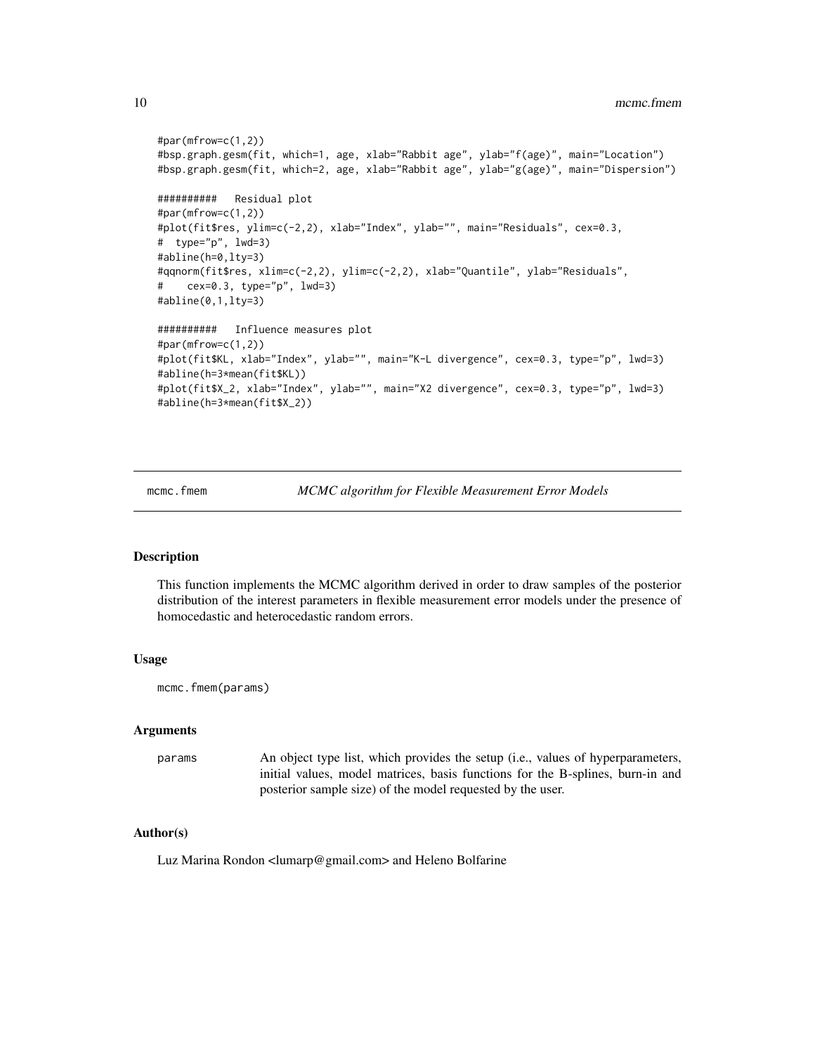```
#par(mfrow=c(1,2))
#bsp.graph.gesm(fit, which=1, age, xlab="Rabbit age", ylab="f(age)", main="Location")
#bsp.graph.gesm(fit, which=2, age, xlab="Rabbit age", ylab="g(age)", main="Dispersion")

##########   Residual plot
#par(mfrow=c(1,2))
#plot(fit$res, ylim=c(-2,2), xlab="Index", ylab="", main="Residuals", cex=0.3,
#  type="p", lwd=3)
#abline(h=0,lty=3)
#qqnorm(fit$res, xlim=c(-2,2), ylim=c(-2,2), xlab="Quantile", ylab="Residuals",
#    cex=0.3, type="p", lwd=3)
#abline(0,1,lty=3)

##########   Influence measures plot
#par(mfrow=c(1,2))
#plot(fit$KL, xlab="Index", ylab="", main="K-L divergence", cex=0.3, type="p", lwd=3)
#abline(h=3*mean(fit$KL))
#plot(fit$X_2, xlab="Index", ylab="", main="X2 divergence", cex=0.3, type="p", lwd=3)
#abline(h=3*mean(fit$X_2))
```

---

## mcmc.fmem — *MCMC algorithm for Flexible Measurement Error Models*

### Description

This function implements the MCMC algorithm derived in order to draw samples of the posterior distribution of the interest parameters in flexible measurement error models under the presence of homocedastic and heterocedastic random errors.

### Usage

```
mcmc.fmem(params)
```

### Arguments

| | |
|---|---|
| `params` | An object type list, which provides the setup (i.e., values of hyperparameters, initial values, model matrices, basis functions for the B-splines, burn-in and posterior sample size) of the model requested by the user. |

### Author(s)

Luz Marina Rondon <lumarp@gmail.com> and Heleno Bolfarine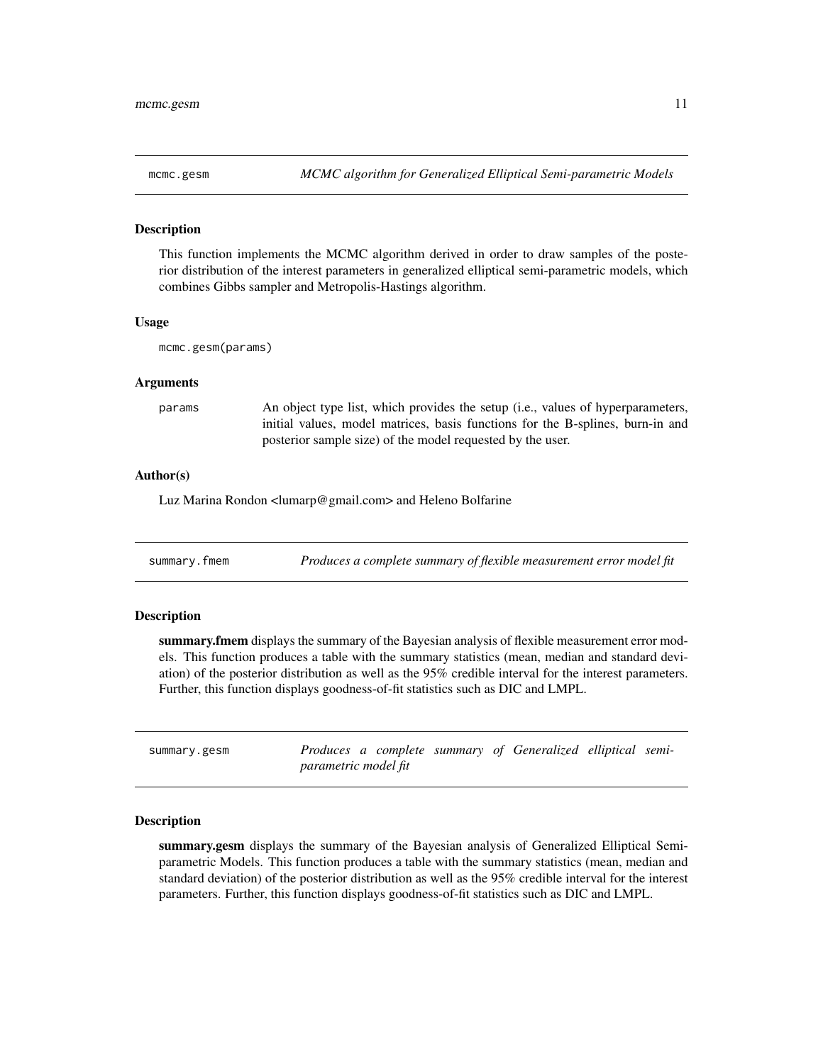## mcmc.gesm — *MCMC algorithm for Generalized Elliptical Semi-parametric Models*

### Description

This function implements the MCMC algorithm derived in order to draw samples of the posterior distribution of the interest parameters in generalized elliptical semi-parametric models, which combines Gibbs sampler and Metropolis-Hastings algorithm.

### Usage

```
mcmc.gesm(params)
```

### Arguments

| | |
|---|---|
| params | An object type list, which provides the setup (i.e., values of hyperparameters, initial values, model matrices, basis functions for the B-splines, burn-in and posterior sample size) of the model requested by the user. |

### Author(s)

Luz Marina Rondon <lumarp@gmail.com> and Heleno Bolfarine

## summary.fmem — *Produces a complete summary of flexible measurement error model fit*

### Description

**summary.fmem** displays the summary of the Bayesian analysis of flexible measurement error models. This function produces a table with the summary statistics (mean, median and standard deviation) of the posterior distribution as well as the 95% credible interval for the interest parameters. Further, this function displays goodness-of-fit statistics such as DIC and LMPL.

## summary.gesm — *Produces a complete summary of Generalized elliptical semi-parametric model fit*

### Description

**summary.gesm** displays the summary of the Bayesian analysis of Generalized Elliptical Semi-parametric Models. This function produces a table with the summary statistics (mean, median and standard deviation) of the posterior distribution as well as the 95% credible interval for the interest parameters. Further, this function displays goodness-of-fit statistics such as DIC and LMPL.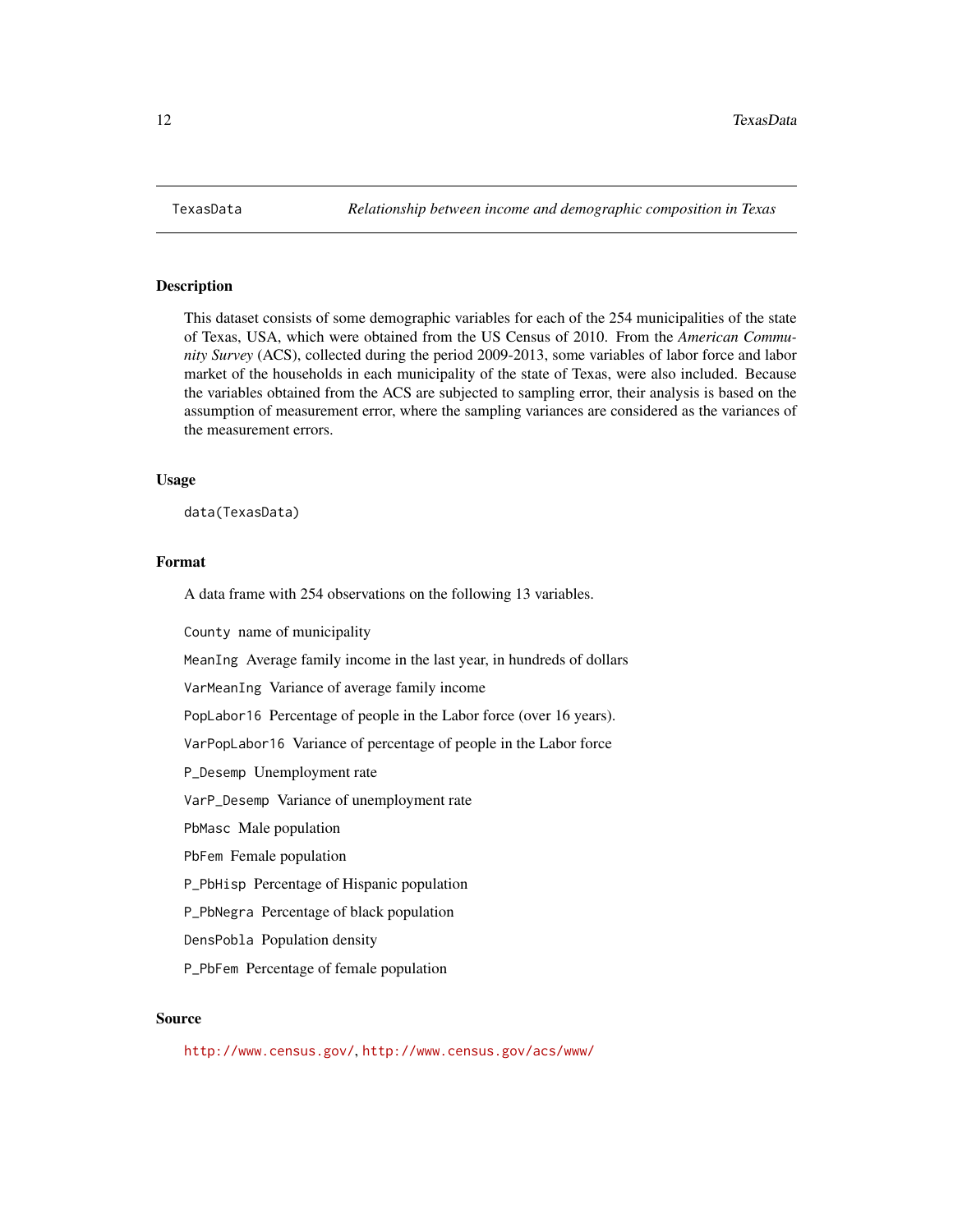TexasData *Relationship between income and demographic composition in Texas*

## Description

This dataset consists of some demographic variables for each of the 254 municipalities of the state of Texas, USA, which were obtained from the US Census of 2010. From the *American Community Survey* (ACS), collected during the period 2009-2013, some variables of labor force and labor market of the households in each municipality of the state of Texas, were also included. Because the variables obtained from the ACS are subjected to sampling error, their analysis is based on the assumption of measurement error, where the sampling variances are considered as the variances of the measurement errors.

## Usage

```
data(TexasData)
```

## Format

A data frame with 254 observations on the following 13 variables.

`County` name of municipality

`MeanIng` Average family income in the last year, in hundreds of dollars

`VarMeanIng` Variance of average family income

`PopLabor16` Percentage of people in the Labor force (over 16 years).

`VarPopLabor16` Variance of percentage of people in the Labor force

`P_Desemp` Unemployment rate

`VarP_Desemp` Variance of unemployment rate

`PbMasc` Male population

`PbFem` Female population

`P_PbHisp` Percentage of Hispanic population

`P_PbNegra` Percentage of black population

`DensPobla` Population density

`P_PbFem` Percentage of female population

## Source

http://www.census.gov/, http://www.census.gov/acs/www/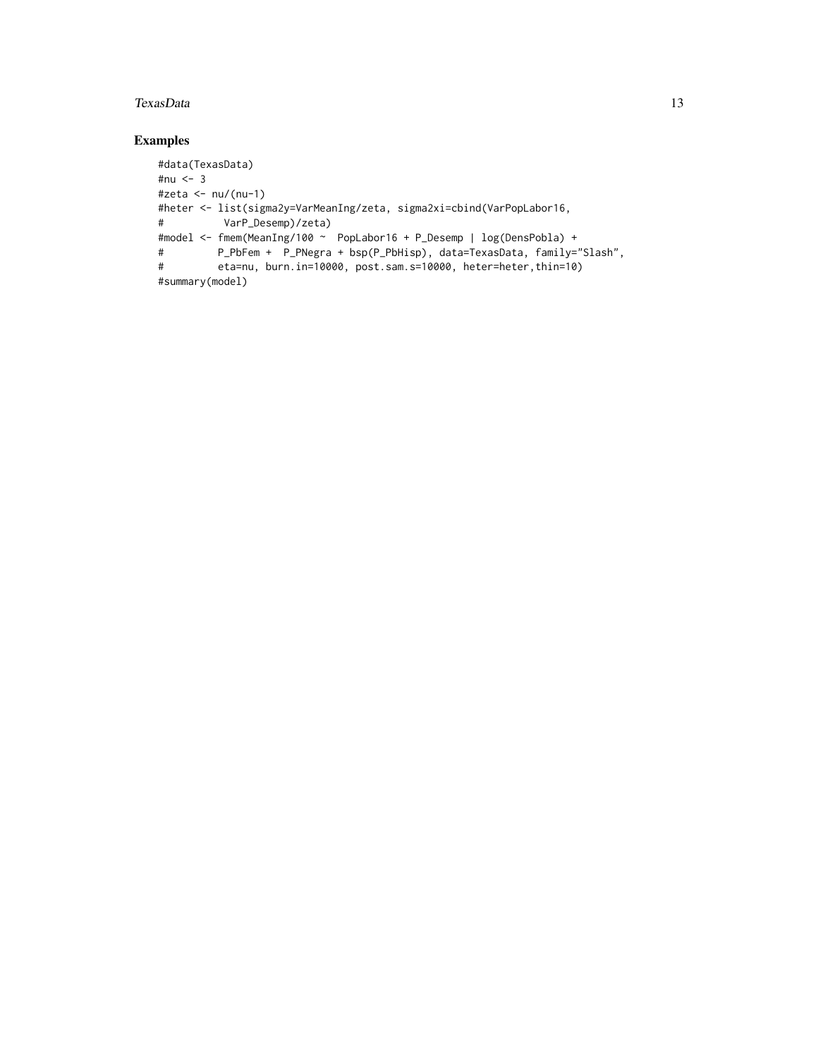## Examples

```
#data(TexasData)
#nu <- 3
#zeta <- nu/(nu-1)
#heter <- list(sigma2y=VarMeanIng/zeta, sigma2xi=cbind(VarPopLabor16,
#          VarP_Desemp)/zeta)
#model <- fmem(MeanIng/100 ~  PopLabor16 + P_Desemp | log(DensPobla) +
#         P_PbFem +  P_PNegra + bsp(P_PbHisp), data=TexasData, family="Slash",
#         eta=nu, burn.in=10000, post.sam.s=10000, heter=heter,thin=10)
#summary(model)
```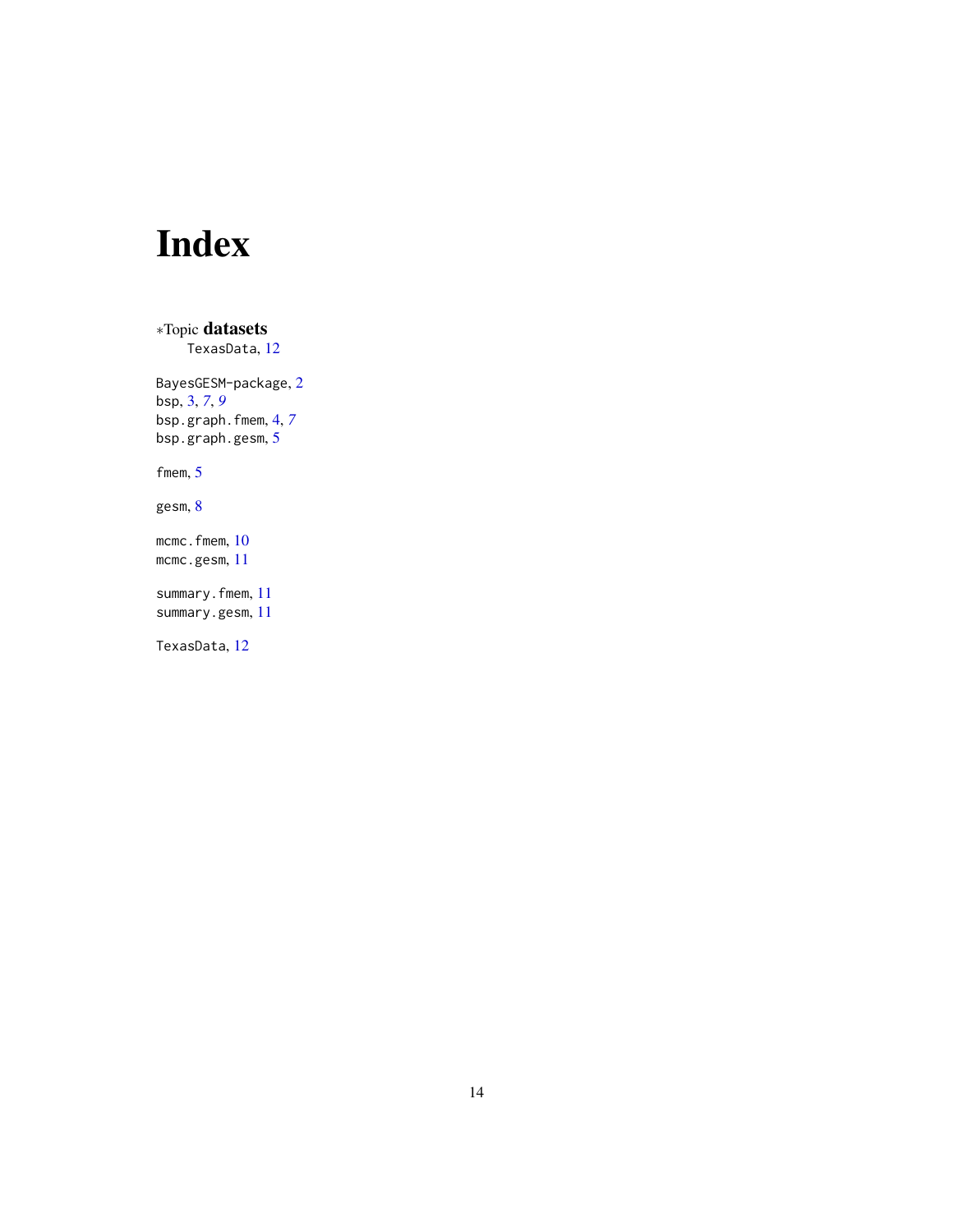# Index

∗Topic **datasets**
  TexasData, 12

BayesGESM-package, 2
bsp, 3, *7*, *9*
bsp.graph.fmem, 4, *7*
bsp.graph.gesm, 5

fmem, 5

gesm, 8

mcmc.fmem, 10
mcmc.gesm, 11

summary.fmem, 11
summary.gesm, 11

TexasData, 12